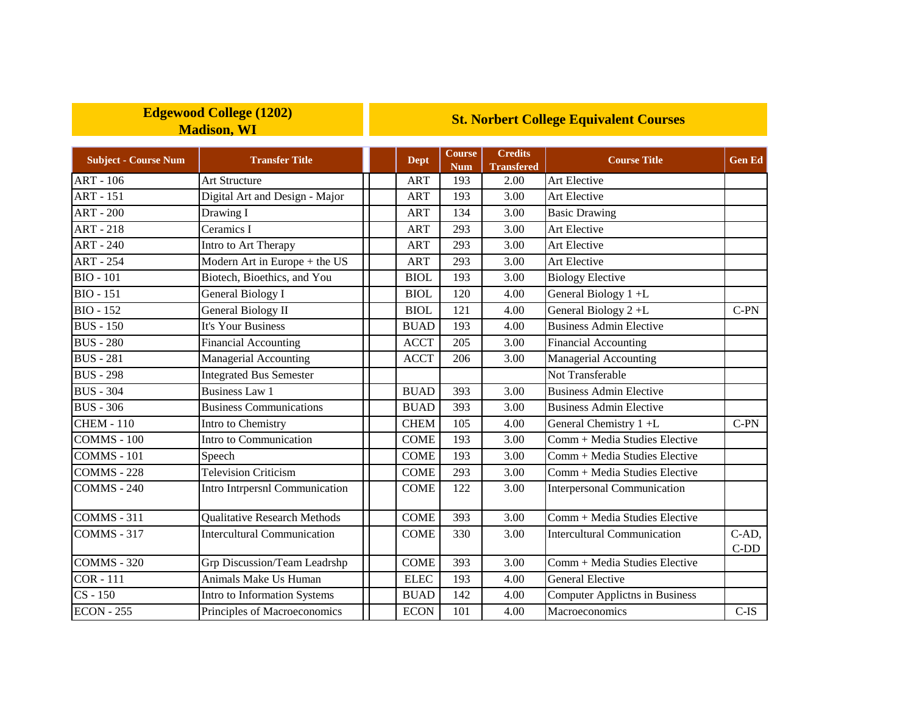| Edgewood College (1202) Madison, WI | | St. Norbert College Equivalent Courses | | | | |
|---|---|---|---|---|---|---|
| **Subject - Course Num** | **Transfer Title** | **Dept** | **Course Num** | **Credits Transfered** | **Course Title** | **Gen Ed** |
| ART - 106 | Art Structure | ART | 193 | 2.00 | Art Elective | |
| ART - 151 | Digital Art and Design - Major | ART | 193 | 3.00 | Art Elective | |
| ART - 200 | Drawing I | ART | 134 | 3.00 | Basic Drawing | |
| ART - 218 | Ceramics I | ART | 293 | 3.00 | Art Elective | |
| ART - 240 | Intro to Art Therapy | ART | 293 | 3.00 | Art Elective | |
| ART - 254 | Modern Art in Europe + the US | ART | 293 | 3.00 | Art Elective | |
| BIO - 101 | Biotech, Bioethics, and You | BIOL | 193 | 3.00 | Biology Elective | |
| BIO - 151 | General Biology I | BIOL | 120 | 4.00 | General Biology 1 +L | |
| BIO - 152 | General Biology II | BIOL | 121 | 4.00 | General Biology 2 +L | C-PN |
| BUS - 150 | It's Your Business | BUAD | 193 | 4.00 | Business Admin Elective | |
| BUS - 280 | Financial Accounting | ACCT | 205 | 3.00 | Financial Accounting | |
| BUS - 281 | Managerial Accounting | ACCT | 206 | 3.00 | Managerial Accounting | |
| BUS - 298 | Integrated Bus Semester | | | | Not Transferable | |
| BUS - 304 | Business Law 1 | BUAD | 393 | 3.00 | Business Admin Elective | |
| BUS - 306 | Business Communications | BUAD | 393 | 3.00 | Business Admin Elective | |
| CHEM - 110 | Intro to Chemistry | CHEM | 105 | 4.00 | General Chemistry 1 +L | C-PN |
| COMMS - 100 | Intro to Communication | COME | 193 | 3.00 | Comm + Media Studies Elective | |
| COMMS - 101 | Speech | COME | 193 | 3.00 | Comm + Media Studies Elective | |
| COMMS - 228 | Television Criticism | COME | 293 | 3.00 | Comm + Media Studies Elective | |
| COMMS - 240 | Intro Intrpersnl Communication | COME | 122 | 3.00 | Interpersonal Communication | |
| COMMS - 311 | Qualitative Research Methods | COME | 393 | 3.00 | Comm + Media Studies Elective | |
| COMMS - 317 | Intercultural Communication | COME | 330 | 3.00 | Intercultural Communication | C-AD, C-DD |
| COMMS - 320 | Grp Discussion/Team Leadrshp | COME | 393 | 3.00 | Comm + Media Studies Elective | |
| COR - 111 | Animals Make Us Human | ELEC | 193 | 4.00 | General Elective | |
| CS - 150 | Intro to Information Systems | BUAD | 142 | 4.00 | Computer Applictns in Business | |
| ECON - 255 | Principles of Macroeconomics | ECON | 101 | 4.00 | Macroeconomics | C-IS |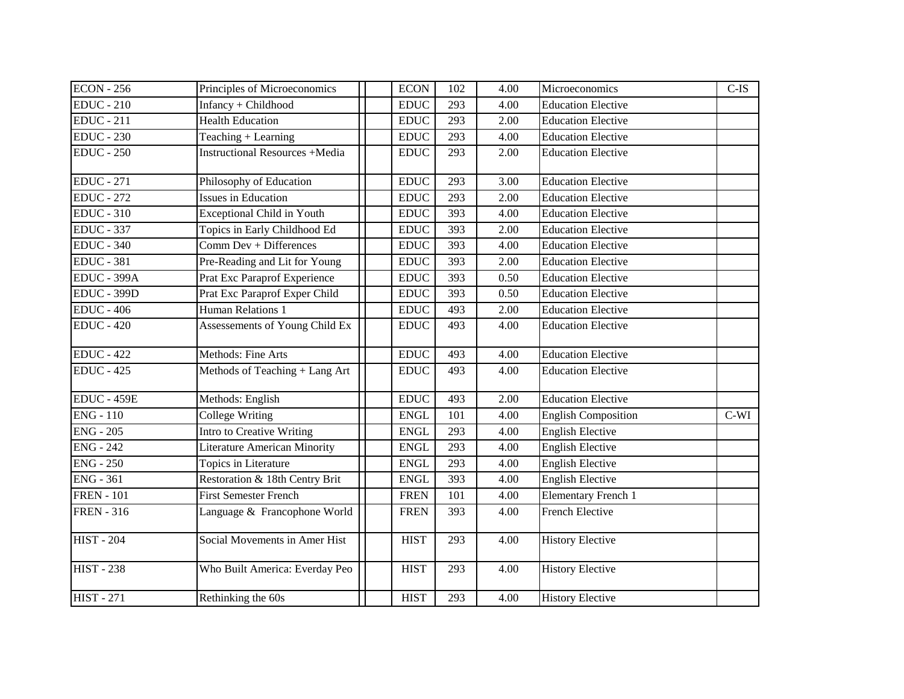| | | | | | | | | |
|---|---|---|---|---|---|---|---|---|
| ECON - 256 | Principles of Microeconomics | | | ECON | 102 | 4.00 | Microeconomics | C-IS |
| EDUC - 210 | Infancy + Childhood | | | EDUC | 293 | 4.00 | Education Elective | |
| EDUC - 211 | Health Education | | | EDUC | 293 | 2.00 | Education Elective | |
| EDUC - 230 | Teaching + Learning | | | EDUC | 293 | 4.00 | Education Elective | |
| EDUC - 250 | Instructional Resources +Media | | | EDUC | 293 | 2.00 | Education Elective | |
| EDUC - 271 | Philosophy of Education | | | EDUC | 293 | 3.00 | Education Elective | |
| EDUC - 272 | Issues in Education | | | EDUC | 293 | 2.00 | Education Elective | |
| EDUC - 310 | Exceptional Child in Youth | | | EDUC | 393 | 4.00 | Education Elective | |
| EDUC - 337 | Topics in Early Childhood Ed | | | EDUC | 393 | 2.00 | Education Elective | |
| EDUC - 340 | Comm Dev + Differences | | | EDUC | 393 | 4.00 | Education Elective | |
| EDUC - 381 | Pre-Reading and Lit for Young | | | EDUC | 393 | 2.00 | Education Elective | |
| EDUC - 399A | Prat Exc Paraprof Experience | | | EDUC | 393 | 0.50 | Education Elective | |
| EDUC - 399D | Prat Exc Paraprof Exper Child | | | EDUC | 393 | 0.50 | Education Elective | |
| EDUC - 406 | Human Relations 1 | | | EDUC | 493 | 2.00 | Education Elective | |
| EDUC - 420 | Assessements of Young Child Ex | | | EDUC | 493 | 4.00 | Education Elective | |
| EDUC - 422 | Methods: Fine Arts | | | EDUC | 493 | 4.00 | Education Elective | |
| EDUC - 425 | Methods of Teaching + Lang Art | | | EDUC | 493 | 4.00 | Education Elective | |
| EDUC - 459E | Methods: English | | | EDUC | 493 | 2.00 | Education Elective | |
| ENG - 110 | College Writing | | | ENGL | 101 | 4.00 | English Composition | C-WI |
| ENG - 205 | Intro to Creative Writing | | | ENGL | 293 | 4.00 | English Elective | |
| ENG - 242 | Literature American Minority | | | ENGL | 293 | 4.00 | English Elective | |
| ENG - 250 | Topics in Literature | | | ENGL | 293 | 4.00 | English Elective | |
| ENG - 361 | Restoration & 18th Centry Brit | | | ENGL | 393 | 4.00 | English Elective | |
| FREN - 101 | First Semester French | | | FREN | 101 | 4.00 | Elementary French 1 | |
| FREN - 316 | Language & Francophone World | | | FREN | 393 | 4.00 | French Elective | |
| HIST - 204 | Social Movements in Amer Hist | | | HIST | 293 | 4.00 | History Elective | |
| HIST - 238 | Who Built America: Everday Peo | | | HIST | 293 | 4.00 | History Elective | |
| HIST - 271 | Rethinking the 60s | | | HIST | 293 | 4.00 | History Elective | |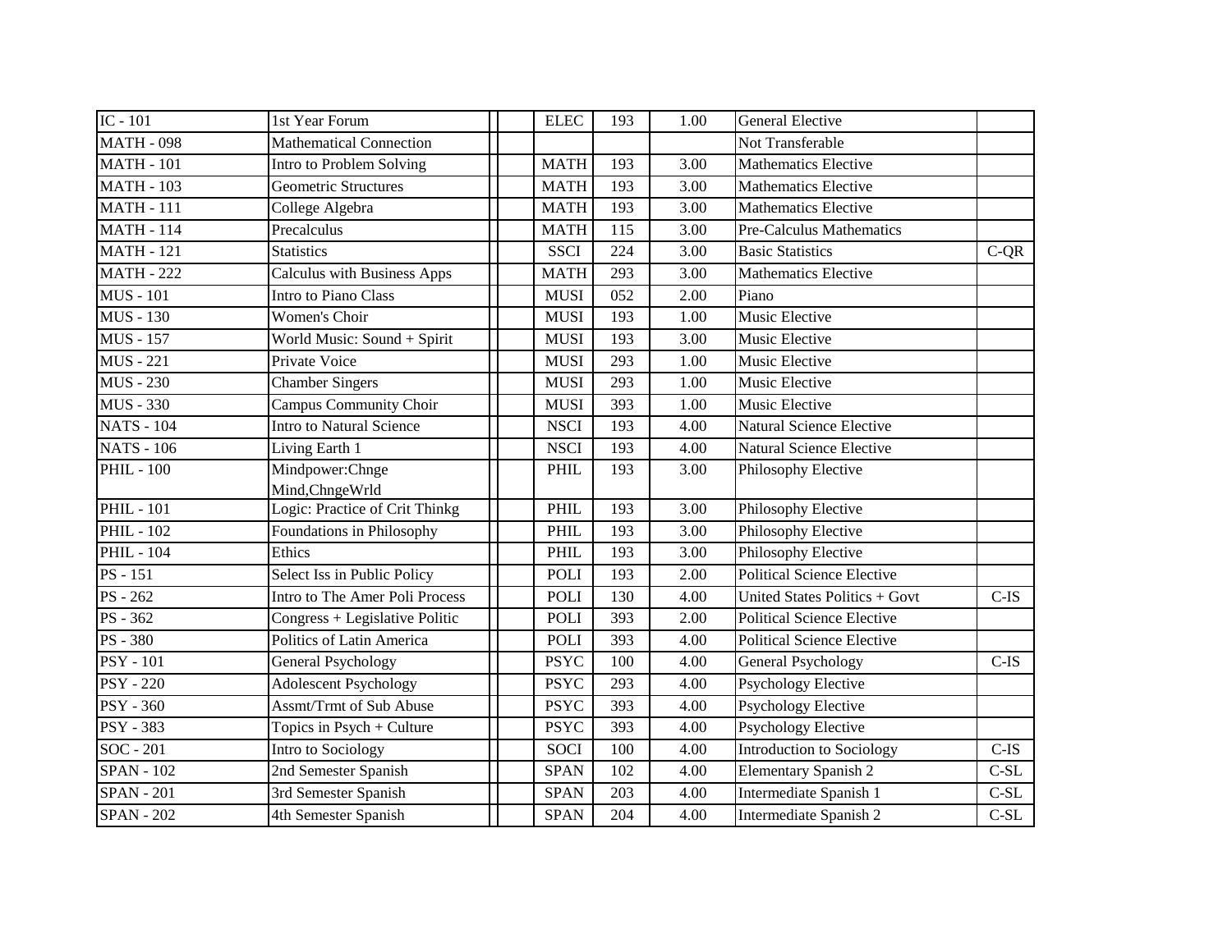| | | | | | | | | |
|---|---|---|---|---|---|---|---|---|
| IC - 101 | 1st Year Forum | | | ELEC | 193 | 1.00 | General Elective | |
| MATH - 098 | Mathematical Connection | | | | | | Not Transferable | |
| MATH - 101 | Intro to Problem Solving | | | MATH | 193 | 3.00 | Mathematics Elective | |
| MATH - 103 | Geometric Structures | | | MATH | 193 | 3.00 | Mathematics Elective | |
| MATH - 111 | College Algebra | | | MATH | 193 | 3.00 | Mathematics Elective | |
| MATH - 114 | Precalculus | | | MATH | 115 | 3.00 | Pre-Calculus Mathematics | |
| MATH - 121 | Statistics | | | SSCI | 224 | 3.00 | Basic Statistics | C-QR |
| MATH - 222 | Calculus with Business Apps | | | MATH | 293 | 3.00 | Mathematics Elective | |
| MUS - 101 | Intro to Piano Class | | | MUSI | 052 | 2.00 | Piano | |
| MUS - 130 | Women's Choir | | | MUSI | 193 | 1.00 | Music Elective | |
| MUS - 157 | World Music: Sound + Spirit | | | MUSI | 193 | 3.00 | Music Elective | |
| MUS - 221 | Private Voice | | | MUSI | 293 | 1.00 | Music Elective | |
| MUS - 230 | Chamber Singers | | | MUSI | 293 | 1.00 | Music Elective | |
| MUS - 330 | Campus Community Choir | | | MUSI | 393 | 1.00 | Music Elective | |
| NATS - 104 | Intro to Natural Science | | | NSCI | 193 | 4.00 | Natural Science Elective | |
| NATS - 106 | Living Earth 1 | | | NSCI | 193 | 4.00 | Natural Science Elective | |
| PHIL - 100 | Mindpower:Chnge Mind,ChngeWrld | | | PHIL | 193 | 3.00 | Philosophy Elective | |
| PHIL - 101 | Logic: Practice of Crit Thinkg | | | PHIL | 193 | 3.00 | Philosophy Elective | |
| PHIL - 102 | Foundations in Philosophy | | | PHIL | 193 | 3.00 | Philosophy Elective | |
| PHIL - 104 | Ethics | | | PHIL | 193 | 3.00 | Philosophy Elective | |
| PS - 151 | Select Iss in Public Policy | | | POLI | 193 | 2.00 | Political Science Elective | |
| PS - 262 | Intro to The Amer Poli Process | | | POLI | 130 | 4.00 | United States Politics + Govt | C-IS |
| PS - 362 | Congress + Legislative Politic | | | POLI | 393 | 2.00 | Political Science Elective | |
| PS - 380 | Politics of Latin America | | | POLI | 393 | 4.00 | Political Science Elective | |
| PSY - 101 | General Psychology | | | PSYC | 100 | 4.00 | General Psychology | C-IS |
| PSY - 220 | Adolescent Psychology | | | PSYC | 293 | 4.00 | Psychology Elective | |
| PSY - 360 | Assmt/Trmt of Sub Abuse | | | PSYC | 393 | 4.00 | Psychology Elective | |
| PSY - 383 | Topics in Psych + Culture | | | PSYC | 393 | 4.00 | Psychology Elective | |
| SOC - 201 | Intro to Sociology | | | SOCI | 100 | 4.00 | Introduction to Sociology | C-IS |
| SPAN - 102 | 2nd Semester Spanish | | | SPAN | 102 | 4.00 | Elementary Spanish 2 | C-SL |
| SPAN - 201 | 3rd Semester Spanish | | | SPAN | 203 | 4.00 | Intermediate Spanish 1 | C-SL |
| SPAN - 202 | 4th Semester Spanish | | | SPAN | 204 | 4.00 | Intermediate Spanish 2 | C-SL |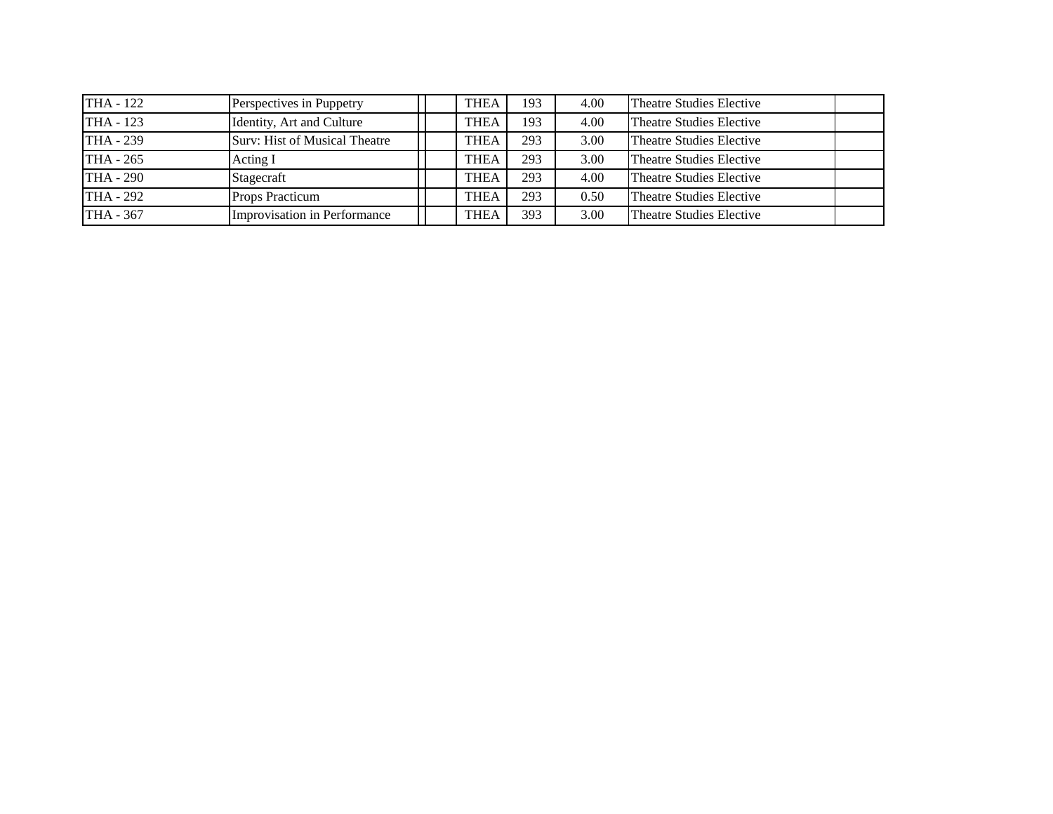| | | | | | | | | |
|---|---|---|---|---|---|---|---|---|
| THA - 122 | Perspectives in Puppetry | | | THEA | 193 | 4.00 | Theatre Studies Elective | |
| THA - 123 | Identity, Art and Culture | | | THEA | 193 | 4.00 | Theatre Studies Elective | |
| THA - 239 | Surv: Hist of Musical Theatre | | | THEA | 293 | 3.00 | Theatre Studies Elective | |
| THA - 265 | Acting I | | | THEA | 293 | 3.00 | Theatre Studies Elective | |
| THA - 290 | Stagecraft | | | THEA | 293 | 4.00 | Theatre Studies Elective | |
| THA - 292 | Props Practicum | | | THEA | 293 | 0.50 | Theatre Studies Elective | |
| THA - 367 | Improvisation in Performance | | | THEA | 393 | 3.00 | Theatre Studies Elective | |